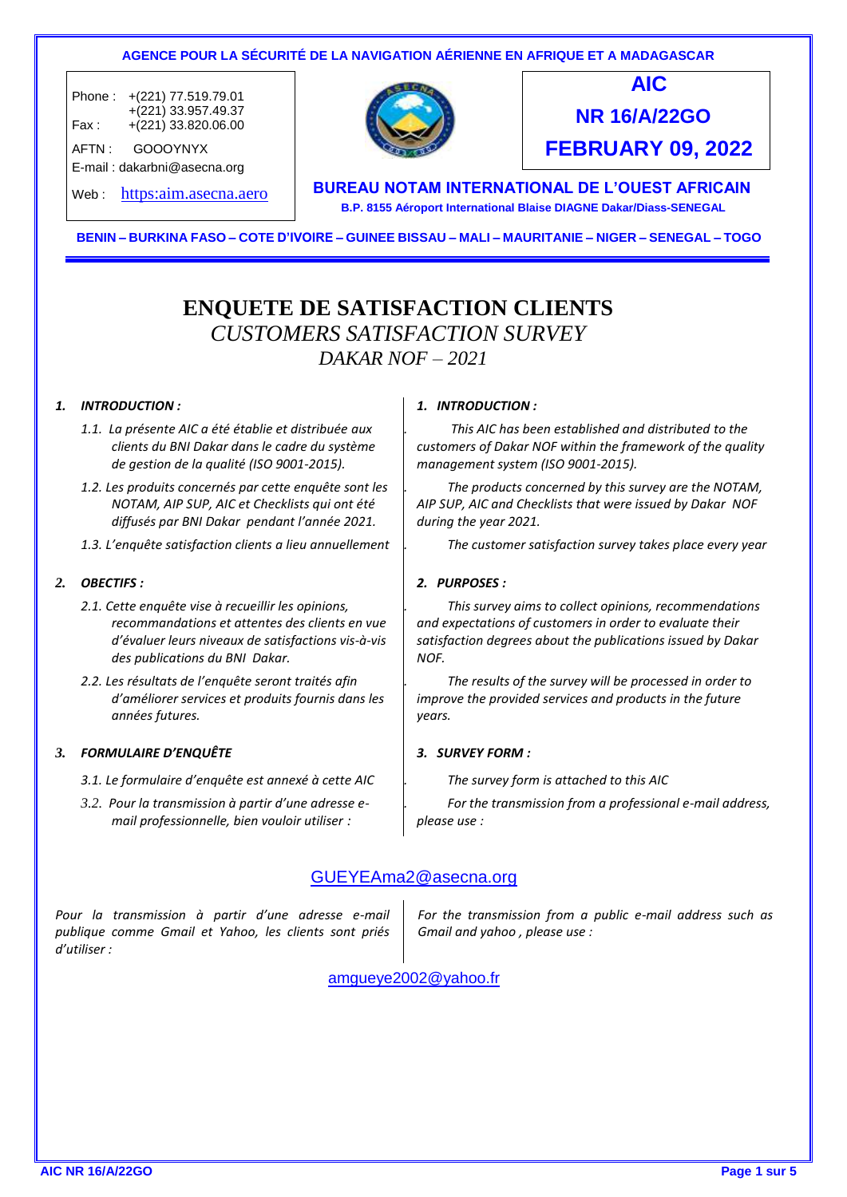**AGENCE POUR LA SÉCURITÉ DE LA NAVIGATION AÉRIENNE EN AFRIQUE ET A MADAGASCAR**

Phone : +(221) 77.519.79.01
+(221) 33.957.49.37
Fax : +(221) 33.820.06.00

AFTN : GOOOYNYX

E-mail : dakarbni@asecna.org

Web : https:aim.asecna.aero

**AIC**

**NR 16/A/22GO**

**FEBRUARY 09, 2022**

**BUREAU NOTAM INTERNATIONAL DE L'OUEST AFRICAIN**

**B.P. 8155 Aéroport International Blaise DIAGNE Dakar/Diass-SENEGAL**

**BENIN – BURKINA FASO – COTE D'IVOIRE – GUINEE BISSAU – MALI – MAURITANIE – NIGER – SENEGAL – TOGO**

# ENQUETE DE SATISFACTION CLIENTS

## *CUSTOMERS SATISFACTION SURVEY*

### *DAKAR NOF – 2021*

***1. INTRODUCTION :***

*1.1. La présente AIC a été établie et distribuée aux clients du BNI Dakar dans le cadre du système de gestion de la qualité (ISO 9001-2015).*

*1.2. Les produits concernés par cette enquête sont les NOTAM, AIP SUP, AIC et Checklists qui ont été diffusés par BNI Dakar pendant l'année 2021.*

*1.3. L'enquête satisfaction clients a lieu annuellement*

***1. INTRODUCTION :***

*This AIC has been established and distributed to the customers of Dakar NOF within the framework of the quality management system (ISO 9001-2015).*

*The products concerned by this survey are the NOTAM, AIP SUP, AIC and Checklists that were issued by Dakar NOF during the year 2021.*

*The customer satisfaction survey takes place every year*

***2. OBECTIFS :***

*2.1. Cette enquête vise à recueillir les opinions, recommandations et attentes des clients en vue d'évaluer leurs niveaux de satisfactions vis-à-vis des publications du BNI Dakar.*

*2.2. Les résultats de l'enquête seront traités afin d'améliorer services et produits fournis dans les années futures.*

***2. PURPOSES :***

*This survey aims to collect opinions, recommendations and expectations of customers in order to evaluate their satisfaction degrees about the publications issued by Dakar NOF.*

*The results of the survey will be processed in order to improve the provided services and products in the future years.*

***3. FORMULAIRE D'ENQUÊTE***

*3.1. Le formulaire d'enquête est annexé à cette AIC*

*3.2. Pour la transmission à partir d'une adresse e-mail professionnelle, bien vouloir utiliser :*

***3. SURVEY FORM :***

*The survey form is attached to this AIC*

*For the transmission from a professional e-mail address, please use :*

GUEYEAma2@asecna.org

*Pour la transmission à partir d'une adresse e-mail publique comme Gmail et Yahoo, les clients sont priés d'utiliser :*

*For the transmission from a public e-mail address such as Gmail and yahoo , please use :*

amgueye2002@yahoo.fr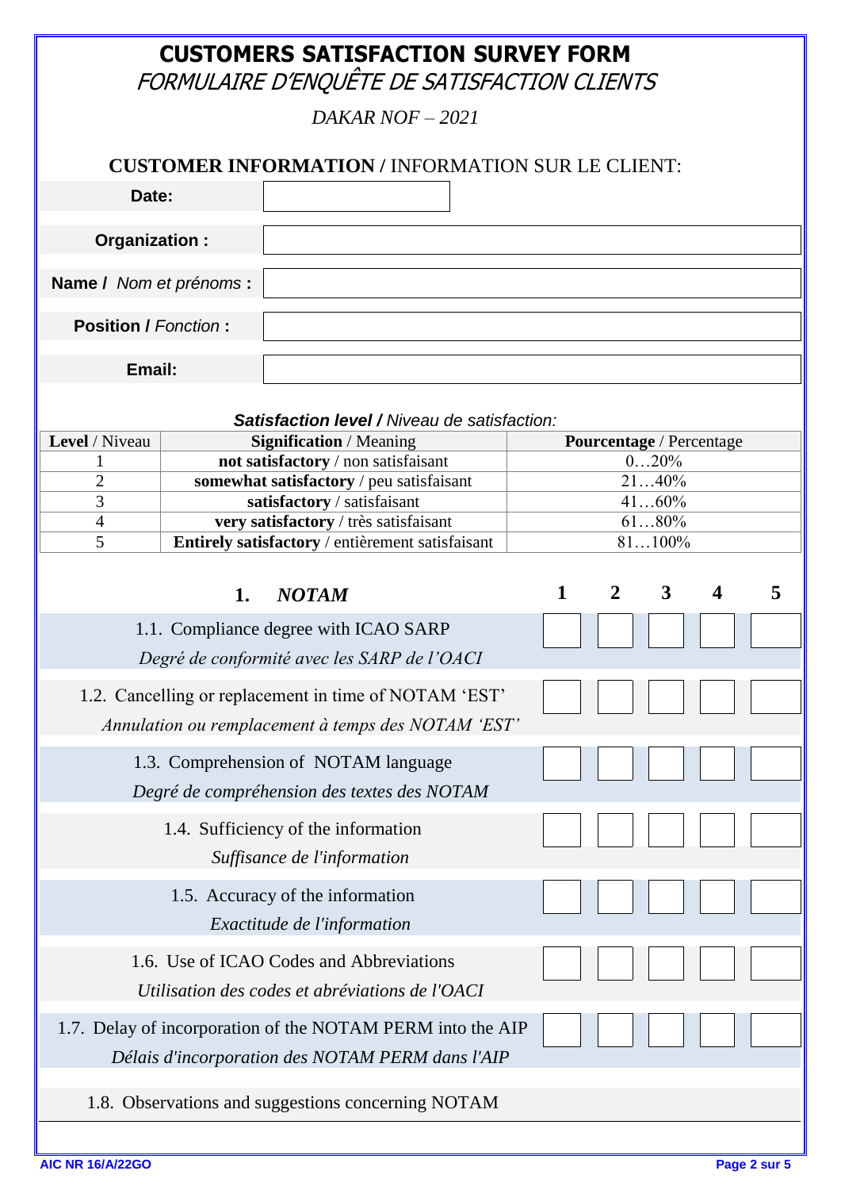# CUSTOMERS SATISFACTION SURVEY FORM

*FORMULAIRE D'ENQUÊTE DE SATISFACTION CLIENTS*

*DAKAR NOF – 2021*

## CUSTOMER INFORMATION / INFORMATION SUR LE CLIENT:

| | |
|---|---|
| **Date:** | |
| **Organization :** | |
| **Name /** *Nom et prénoms* **:** | |
| **Position /** *Fonction* **:** | |
| **Email:** | |

***Satisfaction level /*** *Niveau de satisfaction:*

| **Level** / Niveau | **Signification** / Meaning | **Pourcentage** / Percentage |
|---|---|---|
| 1 | **not satisfactory** / non satisfaisant | 0…20% |
| 2 | **somewhat satisfactory** / peu satisfaisant | 21…40% |
| 3 | **satisfactory** / satisfaisant | 41…60% |
| 4 | **very satisfactory** / très satisfaisant | 61…80% |
| 5 | **Entirely satisfactory** / entièrement satisfaisant | 81…100% |

| **1. *NOTAM*** | **1** | **2** | **3** | **4** | **5** |
|---|---|---|---|---|---|
| 1.1. Compliance degree with ICAO SARP<br>*Degré de conformité avec les SARP de l'OACI* | | | | | |
| 1.2. Cancelling or replacement in time of NOTAM 'EST'<br>*Annulation ou remplacement à temps des NOTAM 'EST'* | | | | | |
| 1.3. Comprehension of NOTAM language<br>*Degré de compréhension des textes des NOTAM* | | | | | |
| 1.4. Sufficiency of the information<br>*Suffisance de l'information* | | | | | |
| 1.5. Accuracy of the information<br>*Exactitude de l'information* | | | | | |
| 1.6. Use of ICAO Codes and Abbreviations<br>*Utilisation des codes et abréviations de l'OACI* | | | | | |
| 1.7. Delay of incorporation of the NOTAM PERM into the AIP<br>*Délais d'incorporation des NOTAM PERM dans l'AIP* | | | | | |

1.8. Observations and suggestions concerning NOTAM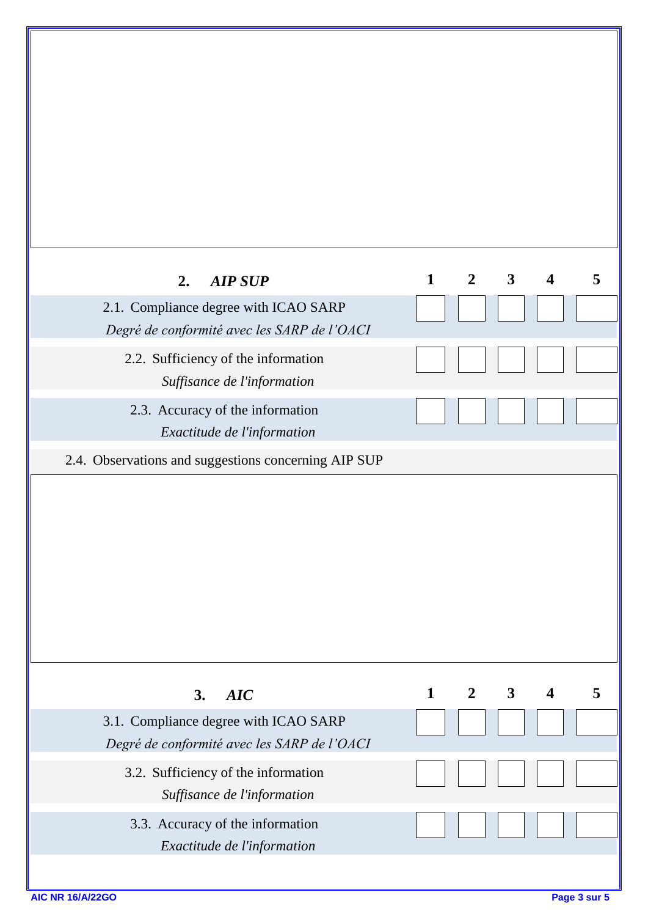## 2. *AIP SUP*

| | 1 | 2 | 3 | 4 | 5 |
|---|---|---|---|---|---|
| 2.1. Compliance degree with ICAO SARP<br>*Degré de conformité avec les SARP de l'OACI* | | | | | |
| 2.2. Sufficiency of the information<br>*Suffisance de l'information* | | | | | |
| 2.3. Accuracy of the information<br>*Exactitude de l'information* | | | | | |

2.4. Observations and suggestions concerning AIP SUP

## 3. *AIC*

| | 1 | 2 | 3 | 4 | 5 |
|---|---|---|---|---|---|
| 3.1. Compliance degree with ICAO SARP<br>*Degré de conformité avec les SARP de l'OACI* | | | | | |
| 3.2. Sufficiency of the information<br>*Suffisance de l'information* | | | | | |
| 3.3. Accuracy of the information<br>*Exactitude de l'information* | | | | | |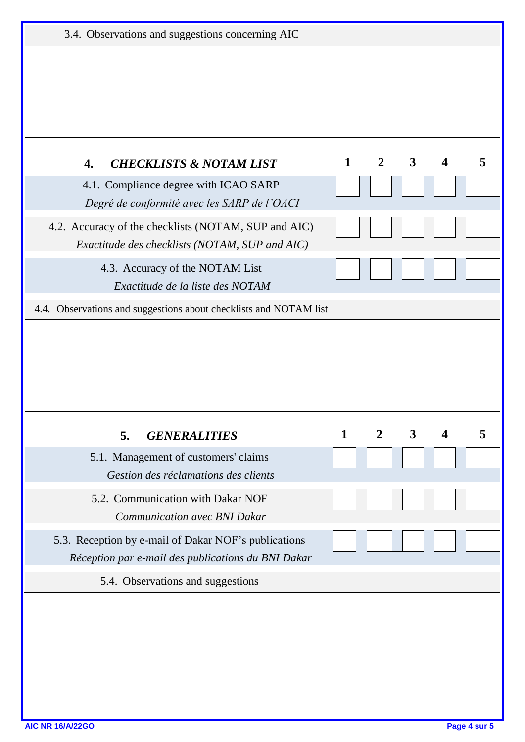3.4. Observations and suggestions concerning AIC

| **4. *CHECKLISTS & NOTAM LIST*** | **1** | **2** | **3** | **4** | **5** |
|---|---|---|---|---|---|
| 4.1. Compliance degree with ICAO SARP<br>*Degré de conformité avec les SARP de l'OACI* | | | | | |
| 4.2. Accuracy of the checklists (NOTAM, SUP and AIC)<br>*Exactitude des checklists (NOTAM, SUP and AIC)* | | | | | |
| 4.3. Accuracy of the NOTAM List<br>*Exactitude de la liste des NOTAM* | | | | | |

4.4. Observations and suggestions about checklists and NOTAM list

| **5. *GENERALITIES*** | **1** | **2** | **3** | **4** | **5** |
|---|---|---|---|---|---|
| 5.1. Management of customers' claims<br>*Gestion des réclamations des clients* | | | | | |
| 5.2. Communication with Dakar NOF<br>*Communication avec BNI Dakar* | | | | | |
| 5.3. Reception by e-mail of Dakar NOF's publications<br>*Réception par e-mail des publications du BNI Dakar* | | | | | |

5.4. Observations and suggestions

AIC NR 16/A/22GO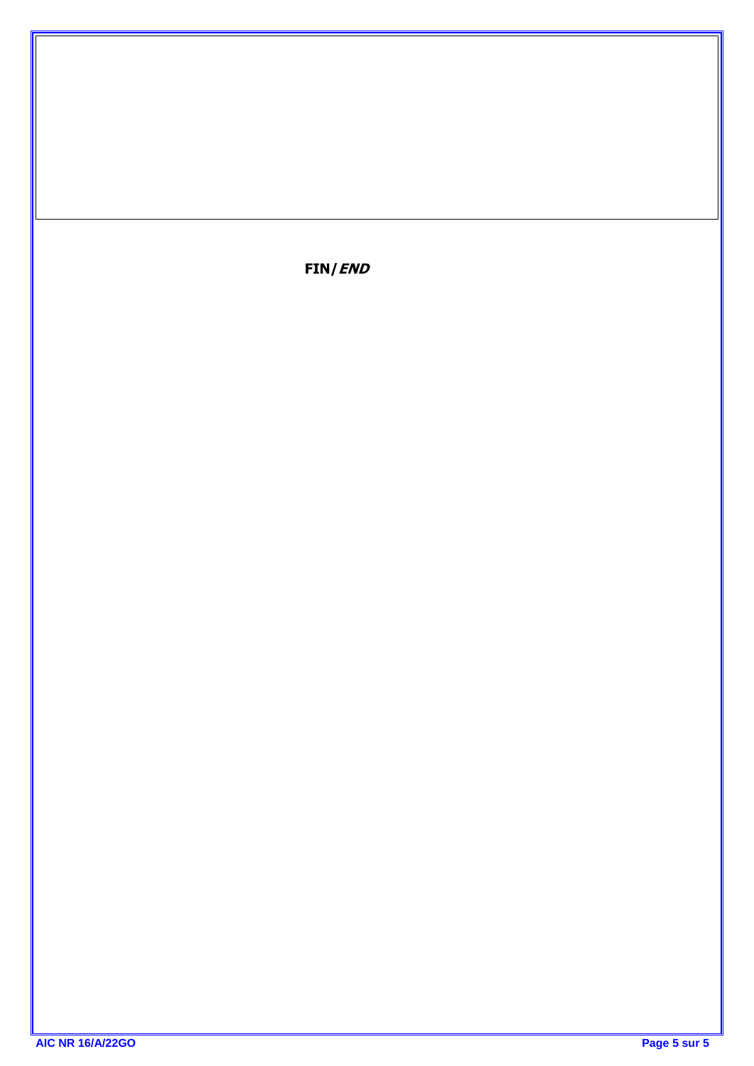**FIN/*END***